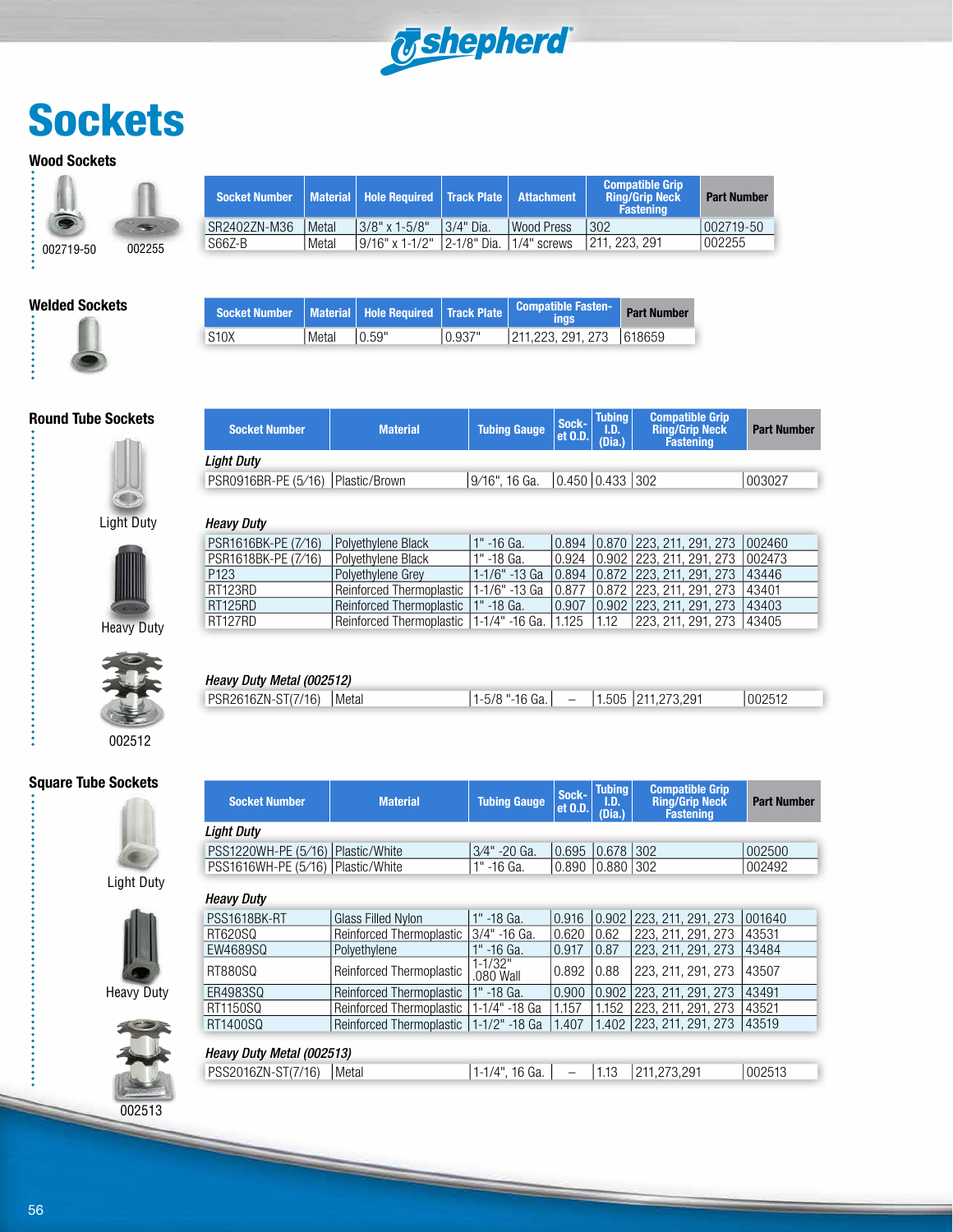# Sockets

## Wood Sockets

002719-50　002255

| Socket Number | Material | Hole Required | Track Plate | Attachment | Compatible Grip Ring/Grip Neck Fastening | Part Number |
|---|---|---|---|---|---|---|
| SR2402ZN-M36 | Metal | 3/8" x 1-5/8" | 3/4" Dia. | Wood Press | 302 | 002719-50 |
| S66Z-B | Metal | 9/16" x 1-1/2" | 2-1/8" Dia. | 1/4" screws | 211, 223, 291 | 002255 |

## Welded Sockets

| Socket Number | Material | Hole Required | Track Plate | Compatible Fastenings | Part Number |
|---|---|---|---|---|---|
| S10X | Metal | 0.59" | 0.937" | 211,223, 291, 273 | 618659 |

## Round Tube Sockets

Light Duty

Heavy Duty

002512

| Socket Number | Material | Tubing Gauge | Socket O.D. | Tubing I.D. (Dia.) | Compatible Grip Ring/Grip Neck Fastening | Part Number |
|---|---|---|---|---|---|---|
| *Light Duty* | | | | | | |
| PSR0916BR-PE (5/16) | Plastic/Brown | 9/16", 16 Ga. | 0.450 | 0.433 | 302 | 003027 |
| *Heavy Duty* | | | | | | |
| PSR1616BK-PE (7/16) | Polyethylene Black | 1" -16 Ga. | 0.894 | 0.870 | 223, 211, 291, 273 | 002460 |
| PSR1618BK-PE (7/16) | Polyethylene Black | 1" -18 Ga. | 0.924 | 0.902 | 223, 211, 291, 273 | 002473 |
| P123 | Polyethylene Grey | 1-1/6" -13 Ga | 0.894 | 0.872 | 223, 211, 291, 273 | 43446 |
| RT123RD | Reinforced Thermoplastic | 1-1/6" -13 Ga | 0.877 | 0.872 | 223, 211, 291, 273 | 43401 |
| RT125RD | Reinforced Thermoplastic | 1" -18 Ga. | 0.907 | 0.902 | 223, 211, 291, 273 | 43403 |
| RT127RD | Reinforced Thermoplastic | 1-1/4" -16 Ga. | 1.125 | 1.12 | 223, 211, 291, 273 | 43405 |
| *Heavy Duty Metal (002512)* | | | | | | |
| PSR2616ZN-ST(7/16) | Metal | 1-5/8 "-16 Ga. | – | 1.505 | 211,273,291 | 002512 |

## Square Tube Sockets

Light Duty

Heavy Duty

002513

| Socket Number | Material | Tubing Gauge | Socket O.D. | Tubing I.D. (Dia.) | Compatible Grip Ring/Grip Neck Fastening | Part Number |
|---|---|---|---|---|---|---|
| *Light Duty* | | | | | | |
| PSS1220WH-PE (5/16) | Plastic/White | 3/4" -20 Ga. | 0.695 | 0.678 | 302 | 002500 |
| PSS1616WH-PE (5/16) | Plastic/White | 1" -16 Ga. | 0.890 | 0.880 | 302 | 002492 |
| *Heavy Duty* | | | | | | |
| PSS1618BK-RT | Glass Filled Nylon | 1" -18 Ga. | 0.916 | 0.902 | 223, 211, 291, 273 | 001640 |
| RT620SQ | Reinforced Thermoplastic | 3/4" -16 Ga. | 0.620 | 0.62 | 223, 211, 291, 273 | 43531 |
| EW4689SQ | Polyethylene | 1" -16 Ga. | 0.917 | 0.87 | 223, 211, 291, 273 | 43484 |
| RT880SQ | Reinforced Thermoplastic | 1-1/32" .080 Wall | 0.892 | 0.88 | 223, 211, 291, 273 | 43507 |
| ER4983SQ | Reinforced Thermoplastic | 1" -18 Ga. | 0.900 | 0.902 | 223, 211, 291, 273 | 43491 |
| RT1150SQ | Reinforced Thermoplastic | 1-1/4" -18 Ga | 1.157 | 1.152 | 223, 211, 291, 273 | 43521 |
| RT1400SQ | Reinforced Thermoplastic | 1-1/2" -18 Ga | 1.407 | 1.402 | 223, 211, 291, 273 | 43519 |
| *Heavy Duty Metal (002513)* | | | | | | |
| PSS2016ZN-ST(7/16) | Metal | 1-1/4", 16 Ga. | – | 1.13 | 211,273,291 | 002513 |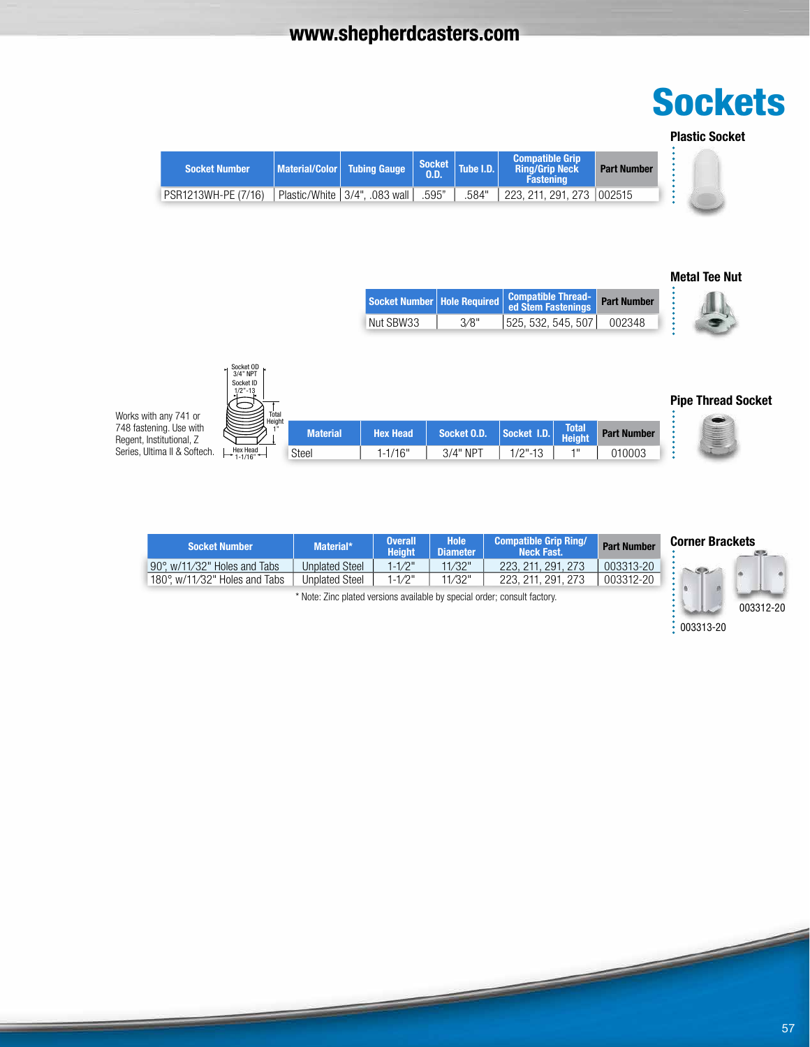# Sockets

## Plastic Socket

| Socket Number | Material/Color | Tubing Gauge | Socket O.D. | Tube I.D. | Compatible Grip Ring/Grip Neck Fastening | Part Number |
|---|---|---|---|---|---|---|
| PSR1213WH-PE (7/16) | Plastic/White | 3/4", .083 wall | .595" | .584" | 223, 211, 291, 273 | 002515 |

## Metal Tee Nut

| Socket Number | Hole Required | Compatible Threaded Stem Fastenings | Part Number |
|---|---|---|---|
| Nut SBW33 | 3⁄8" | 525, 532, 545, 507 | 002348 |

## Pipe Thread Socket

Works with any 741 or 748 fastening. Use with Regent, Institutional, Z Series, Ultima II & Softech.

Socket OD 3/4" NPT
Socket ID 1/2"-13
Total Height 1"
Hex Head 1-1/16"

| Material | Hex Head | Socket O.D. | Socket I.D. | Total Height | Part Number |
|---|---|---|---|---|---|
| Steel | 1-1/16" | 3/4" NPT | 1/2"-13 | 1" | 010003 |

## Corner Brackets

| Socket Number | Material* | Overall Height | Hole Diameter | Compatible Grip Ring/Neck Fast. | Part Number |
|---|---|---|---|---|---|
| 90° w/11⁄32" Holes and Tabs | Unplated Steel | 1-1⁄2" | 11⁄32" | 223, 211, 291, 273 | 003313-20 |
| 180° w/11⁄32" Holes and Tabs | Unplated Steel | 1-1⁄2" | 11⁄32" | 223, 211, 291, 273 | 003312-20 |

* Note: Zinc plated versions available by special order; consult factory.

003312-20

003313-20